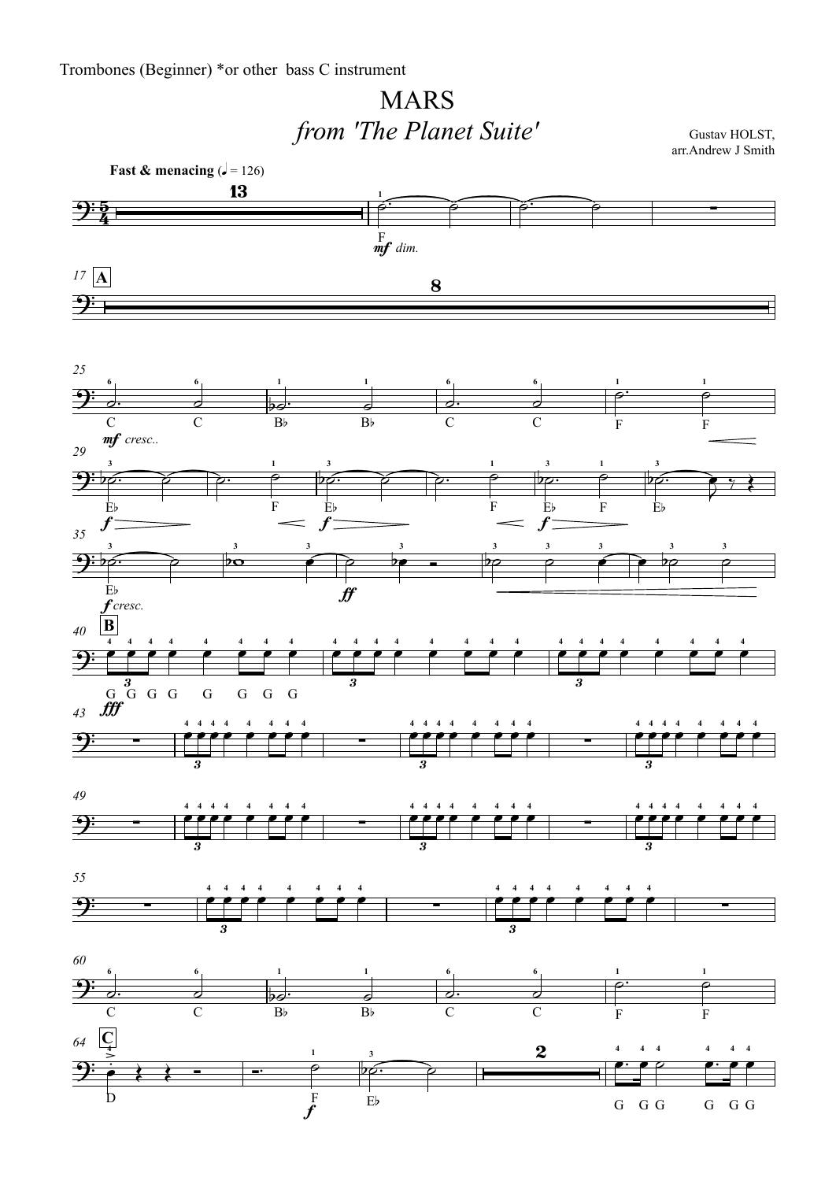Trombones (Beginner) *or other bass C instrument

# MARS

## *from 'The Planet Suite'*

Gustav HOLST,
arr.Andrew J Smith

**Fast & menacing** (♩ = 126)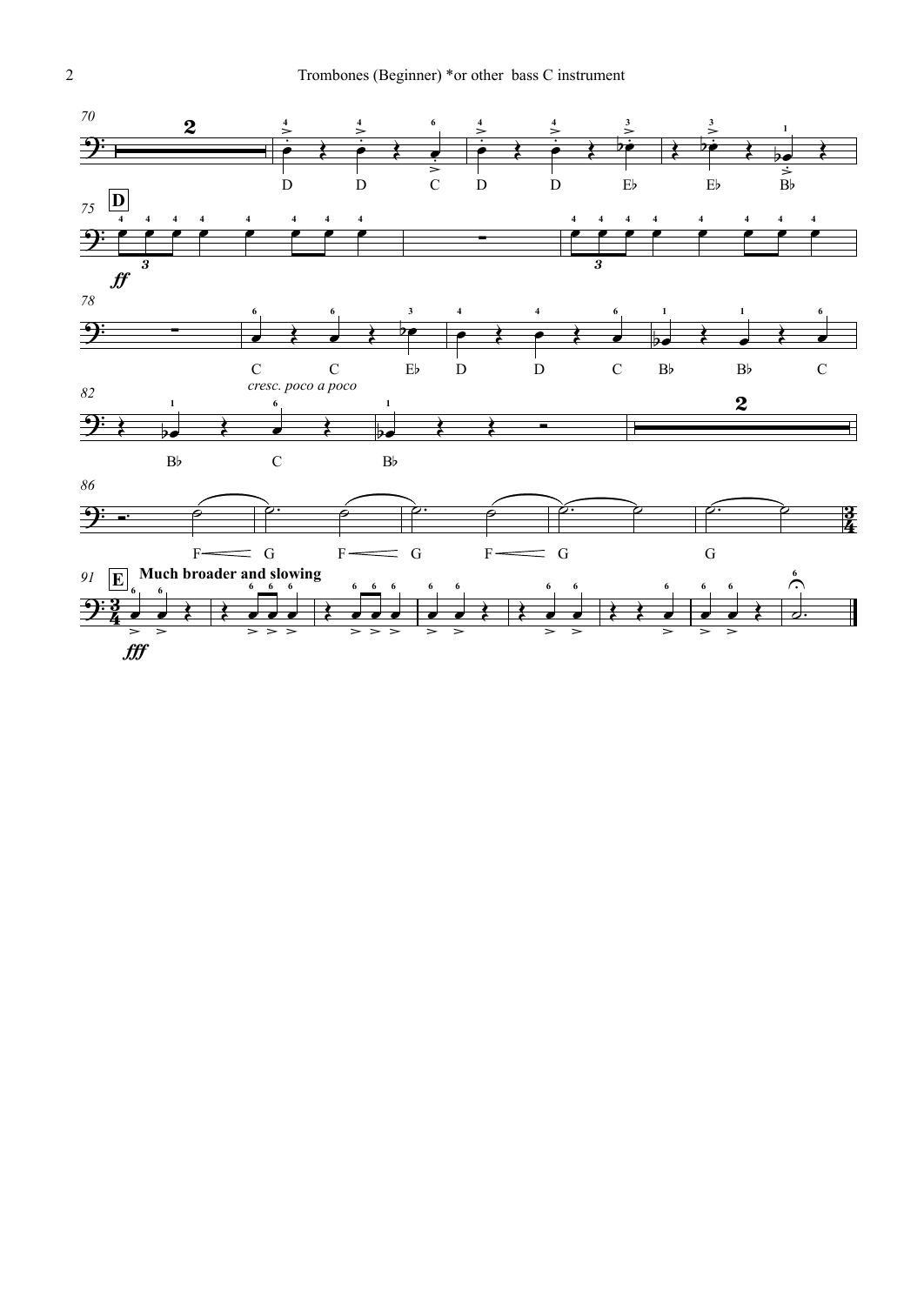70

75 **D**

*ff*

D D C D D E♭ E♭ B♭

78

C C E♭ D D C B♭ B♭ C

*cresc. poco a poco*

82

B♭ C B♭

86

F G F G F G G

91 **E** **Much broader and slowing**

*fff*